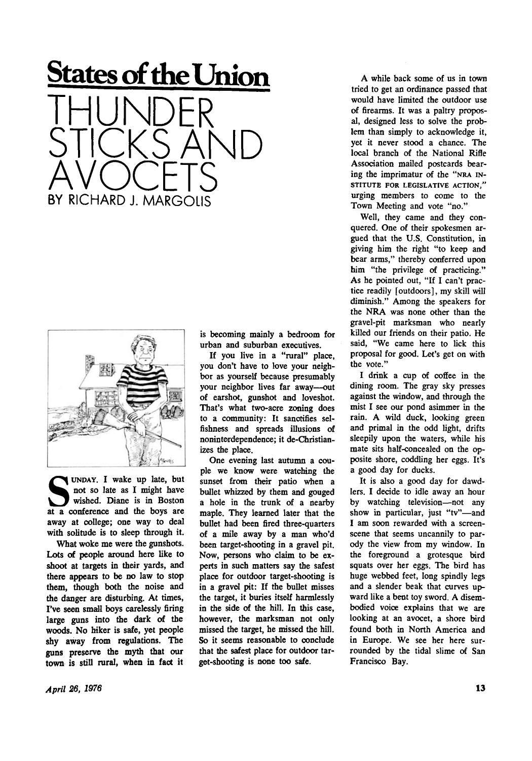# States of the Union

## THUNDER STICKS AND AVOCETS

BY RICHARD J. MARGOLIS

SUNDAY. I wake up late, but not so late as I might have wished. Diane is in Boston at a conference and the boys are away at college; one way to deal with solitude is to sleep through it.

What woke me were the gunshots. Lots of people around here like to shoot at targets in their yards, and there appears to be no law to stop them, though both the noise and the danger are disturbing. At times, I've seen small boys carelessly firing large guns into the dark of the woods. No hiker is safe, yet people shy away from regulations. The guns preserve the myth that our town is still rural, when in fact it is becoming mainly a bedroom for urban and suburban executives.

If you live in a "rural" place, you don't have to love your neighbor as yourself because presumably your neighbor lives far away—out of earshot, gunshot and loveshot. That's what two-acre zoning does to a community: It sanctifies selfishness and spreads illusions of noninterdependence; it de-Christianizes the place.

One evening last autumn a couple we know were watching the sunset from their patio when a bullet whizzed by them and gouged a hole in the trunk of a nearby maple. They learned later that the bullet had been fired three-quarters of a mile away by a man who'd been target-shooting in a gravel pit. Now, persons who claim to be experts in such matters say the safest place for outdoor target-shooting is in a gravel pit: If the bullet misses the target, it buries itself harmlessly in the side of the hill. In this case, however, the marksman not only missed the target, he missed the hill. So it seems reasonable to conclude that the safest place for outdoor target-shooting is none too safe.

A while back some of us in town tried to get an ordinance passed that would have limited the outdoor use of firearms. It was a paltry proposal, designed less to solve the problem than simply to acknowledge it, yet it never stood a chance. The local branch of the National Rifle Association mailed postcards bearing the imprimatur of the "NRA INSTITUTE FOR LEGISLATIVE ACTION," urging members to come to the Town Meeting and vote "no."

Well, they came and they conquered. One of their spokesmen argued that the U.S. Constitution, in giving him the right "to keep and bear arms," thereby conferred upon him "the privilege of practicing." As he pointed out, "If I can't practice readily [outdoors], my skill will diminish." Among the speakers for the NRA was none other than the gravel-pit marksman who nearly killed our friends on their patio. He said, "We came here to lick this proposal for good. Let's get on with the vote."

I drink a cup of coffee in the dining room. The gray sky presses against the window, and through the mist I see our pond asimmer in the rain. A wild duck, looking green and primal in the odd light, drifts sleepily upon the waters, while his mate sits half-concealed on the opposite shore, coddling her eggs. It's a good day for ducks.

It is also a good day for dawdlers. I decide to idle away an hour by watching television—not any show in particular, just "tv"—and I am soon rewarded with a screen-scene that seems uncannily to parody the view from my window. In the foreground a grotesque bird squats over her eggs. The bird has huge webbed feet, long spindly legs and a slender beak that curves upward like a bent toy sword. A disembodied voice explains that we are looking at an avocet, a shore bird found both in North America and in Europe. We see her here surrounded by the tidal slime of San Francisco Bay.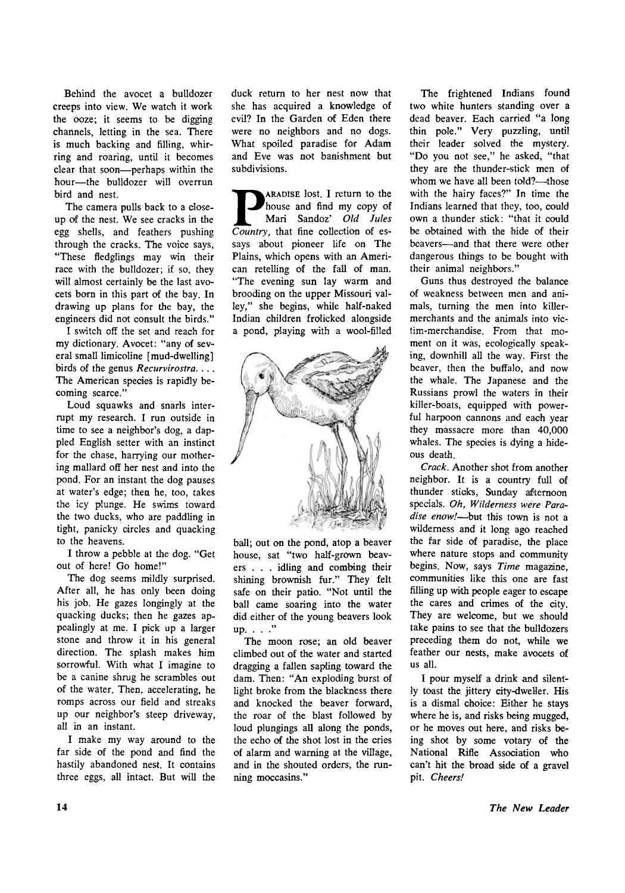Behind the avocet a bulldozer creeps into view. We watch it work the ooze; it seems to be digging channels, letting in the sea. There is much backing and filling, whirring and roaring, until it becomes clear that soon—perhaps within the hour—the bulldozer will overrun bird and nest.

The camera pulls back to a closeup of the nest. We see cracks in the egg shells, and feathers pushing through the cracks. The voice says, "These fledglings may win their race with the bulldozer; if so, they will almost certainly be the last avocets born in this part of the bay. In drawing up plans for the bay, the engineers did not consult the birds."

I switch off the set and reach for my dictionary. Avocet: "any of several small limicoline [mud-dwelling] birds of the genus *Recurvirostra*. . . . The American species is rapidly becoming scarce."

Loud squawks and snarls interrupt my research. I run outside in time to see a neighbor's dog, a dappled English setter with an instinct for the chase, harrying our mothering mallard off her nest and into the pond. For an instant the dog pauses at water's edge; then he, too, takes the icy plunge. He swims toward the two ducks, who are paddling in tight, panicky circles and quacking to the heavens.

I throw a pebble at the dog. "Get out of here! Go home!"

The dog seems mildly surprised. After all, he has only been doing his job. He gazes longingly at the quacking ducks; then he gazes appealingly at me. I pick up a larger stone and throw it in his general direction. The splash makes him sorrowful. With what I imagine to be a canine shrug he scrambles out of the water. Then, accelerating, he romps across our field and streaks up our neighbor's steep driveway, all in an instant.

I make my way around to the far side of the pond and find the hastily abandoned nest. It contains three eggs, all intact. But will the duck return to her nest now that she has acquired a knowledge of evil? In the Garden of Eden there were no neighbors and no dogs. What spoiled paradise for Adam and Eve was not banishment but subdivisions.

PARADISE lost. I return to the house and find my copy of Mari Sandoz' *Old Jules Country*, that fine collection of essays about pioneer life on The Plains, which opens with an American retelling of the fall of man. "The evening sun lay warm and brooding on the upper Missouri valley," she begins, while half-naked Indian children frolicked alongside a pond, playing with a wool-filled ball; out on the pond, atop a beaver house, sat "two half-grown beavers . . . idling and combing their shining brownish fur." They felt safe on their patio. "Not until the ball came soaring into the water did either of the young beavers look up. . . ."

The moon rose; an old beaver climbed out of the water and started dragging a fallen sapling toward the dam. Then: "An exploding burst of light broke from the blackness there and knocked the beaver forward, the roar of the blast followed by loud plungings all along the ponds, the echo of the shot lost in the cries of alarm and warning at the village, and in the shouted orders, the running moccasins."

The frightened Indians found two white hunters standing over a dead beaver. Each carried "a long thin pole." Very puzzling, until their leader solved the mystery. "Do you not see," he asked, "that they are the thunder-stick men of whom we have all been told?—those with the hairy faces?" In time the Indians learned that they, too, could own a thunder stick: "that it could be obtained with the hide of their beavers—and that there were other dangerous things to be bought with their animal neighbors."

Guns thus destroyed the balance of weakness between men and animals, turning the men into killer-merchants and the animals into victim-merchandise. From that moment on it was, ecologically speaking, downhill all the way. First the beaver, then the buffalo, and now the whale. The Japanese and the Russians prowl the waters in their killer-boats, equipped with powerful harpoon cannons and each year they massacre more than 40,000 whales. The species is dying a hideous death.

*Crack*. Another shot from another neighbor. It is a country full of thunder sticks, Sunday afternoon specials. *Oh, Wilderness were Paradise enow!*—but this town is not a wilderness and it long ago reached the far side of paradise, the place where nature stops and community begins. Now, says *Time* magazine, communities like this one are fast filling up with people eager to escape the cares and crimes of the city. They are welcome, but we should take pains to see that the bulldozers preceding them do not, while we feather our nests, make avocets of us all.

I pour myself a drink and silently toast the jittery city-dweller. His is a dismal choice: Either he stays where he is, and risks being mugged, or he moves out here, and risks being shot by some votary of the National Rifle Association who can't hit the broad side of a gravel pit. *Cheers!*